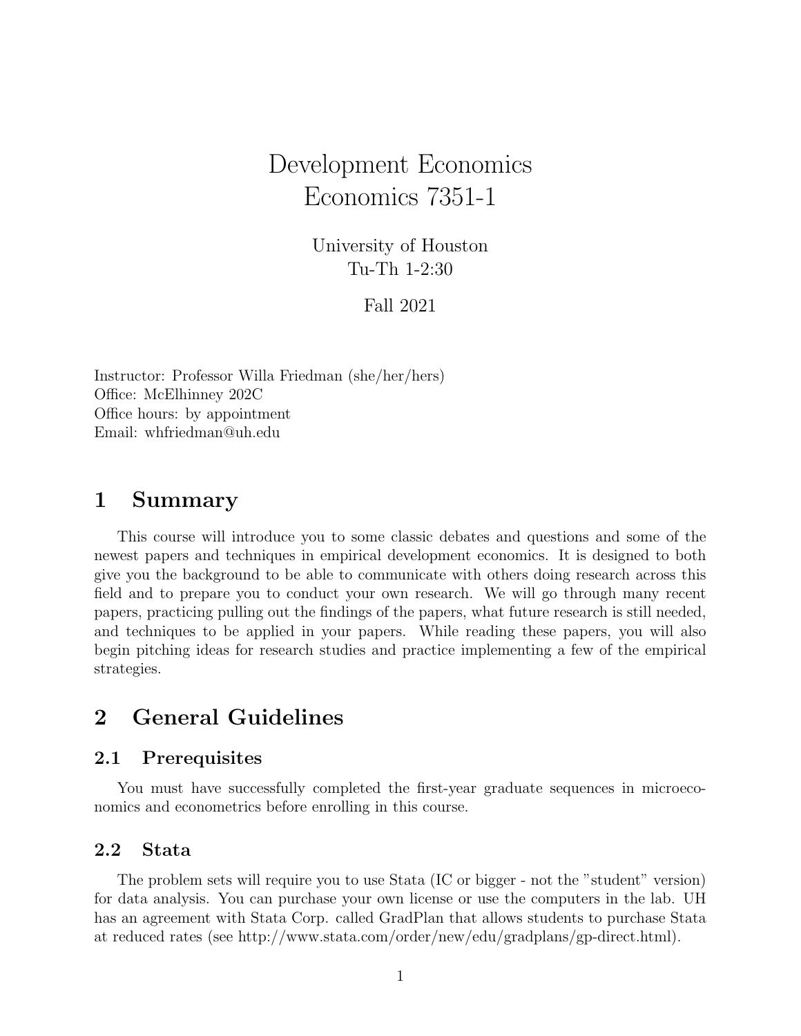# Development Economics
# Economics 7351-1

University of Houston
Tu-Th 1-2:30

Fall 2021

Instructor: Professor Willa Friedman (she/her/hers)
Office: McElhinney 202C
Office hours: by appointment
Email: whfriedman@uh.edu

## 1 Summary

This course will introduce you to some classic debates and questions and some of the newest papers and techniques in empirical development economics. It is designed to both give you the background to be able to communicate with others doing research across this field and to prepare you to conduct your own research. We will go through many recent papers, practicing pulling out the findings of the papers, what future research is still needed, and techniques to be applied in your papers. While reading these papers, you will also begin pitching ideas for research studies and practice implementing a few of the empirical strategies.

## 2 General Guidelines

### 2.1 Prerequisites

You must have successfully completed the first-year graduate sequences in microeconomics and econometrics before enrolling in this course.

### 2.2 Stata

The problem sets will require you to use Stata (IC or bigger - not the "student" version) for data analysis. You can purchase your own license or use the computers in the lab. UH has an agreement with Stata Corp. called GradPlan that allows students to purchase Stata at reduced rates (see http://www.stata.com/order/new/edu/gradplans/gp-direct.html).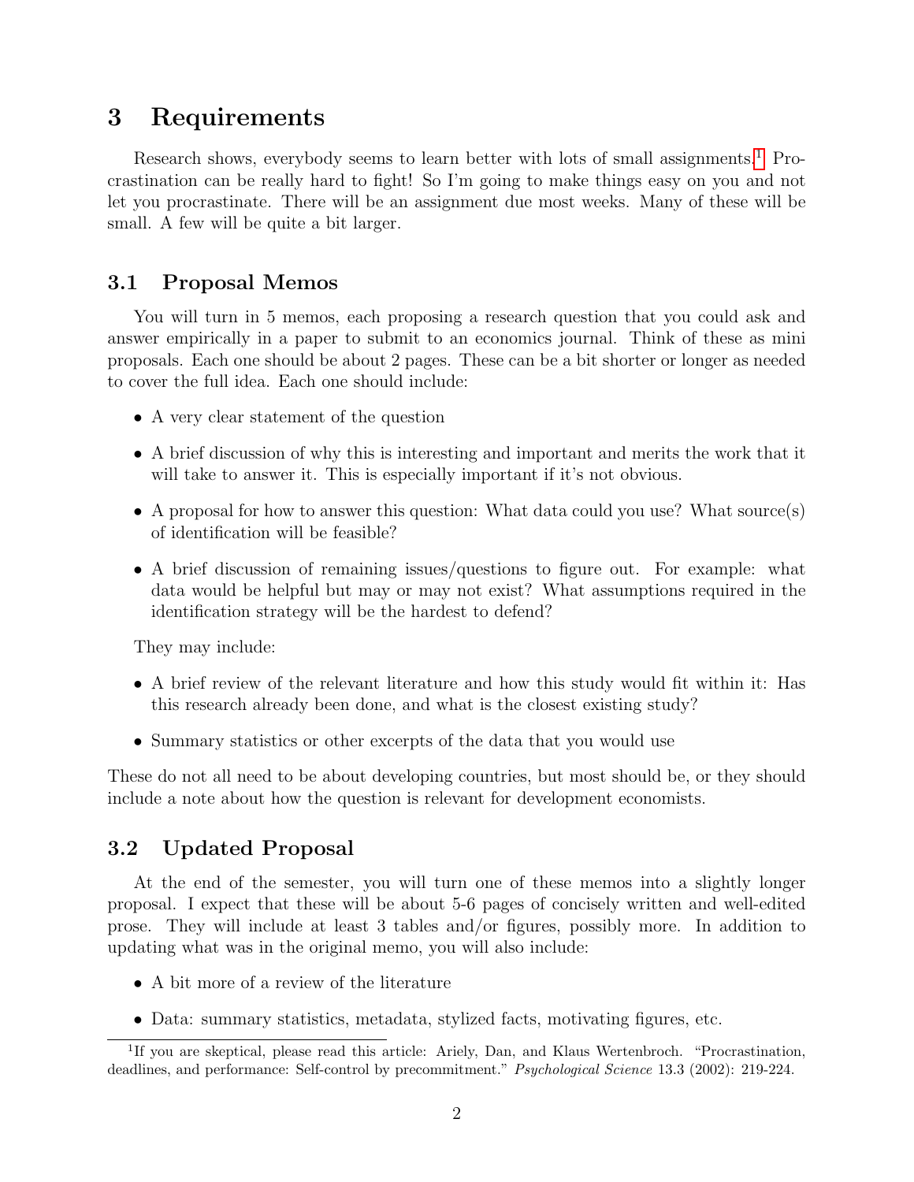## 3 Requirements

Research shows, everybody seems to learn better with lots of small assignments.[1] Procrastination can be really hard to fight! So I'm going to make things easy on you and not let you procrastinate. There will be an assignment due most weeks. Many of these will be small. A few will be quite a bit larger.

### 3.1 Proposal Memos

You will turn in 5 memos, each proposing a research question that you could ask and answer empirically in a paper to submit to an economics journal. Think of these as mini proposals. Each one should be about 2 pages. These can be a bit shorter or longer as needed to cover the full idea. Each one should include:

- A very clear statement of the question
- A brief discussion of why this is interesting and important and merits the work that it will take to answer it. This is especially important if it's not obvious.
- A proposal for how to answer this question: What data could you use? What source(s) of identification will be feasible?
- A brief discussion of remaining issues/questions to figure out. For example: what data would be helpful but may or may not exist? What assumptions required in the identification strategy will be the hardest to defend?

They may include:

- A brief review of the relevant literature and how this study would fit within it: Has this research already been done, and what is the closest existing study?
- Summary statistics or other excerpts of the data that you would use

These do not all need to be about developing countries, but most should be, or they should include a note about how the question is relevant for development economists.

### 3.2 Updated Proposal

At the end of the semester, you will turn one of these memos into a slightly longer proposal. I expect that these will be about 5-6 pages of concisely written and well-edited prose. They will include at least 3 tables and/or figures, possibly more. In addition to updating what was in the original memo, you will also include:

- A bit more of a review of the literature
- Data: summary statistics, metadata, stylized facts, motivating figures, etc.

[1] If you are skeptical, please read this article: Ariely, Dan, and Klaus Wertenbroch. "Procrastination, deadlines, and performance: Self-control by precommitment." *Psychological Science* 13.3 (2002): 219-224.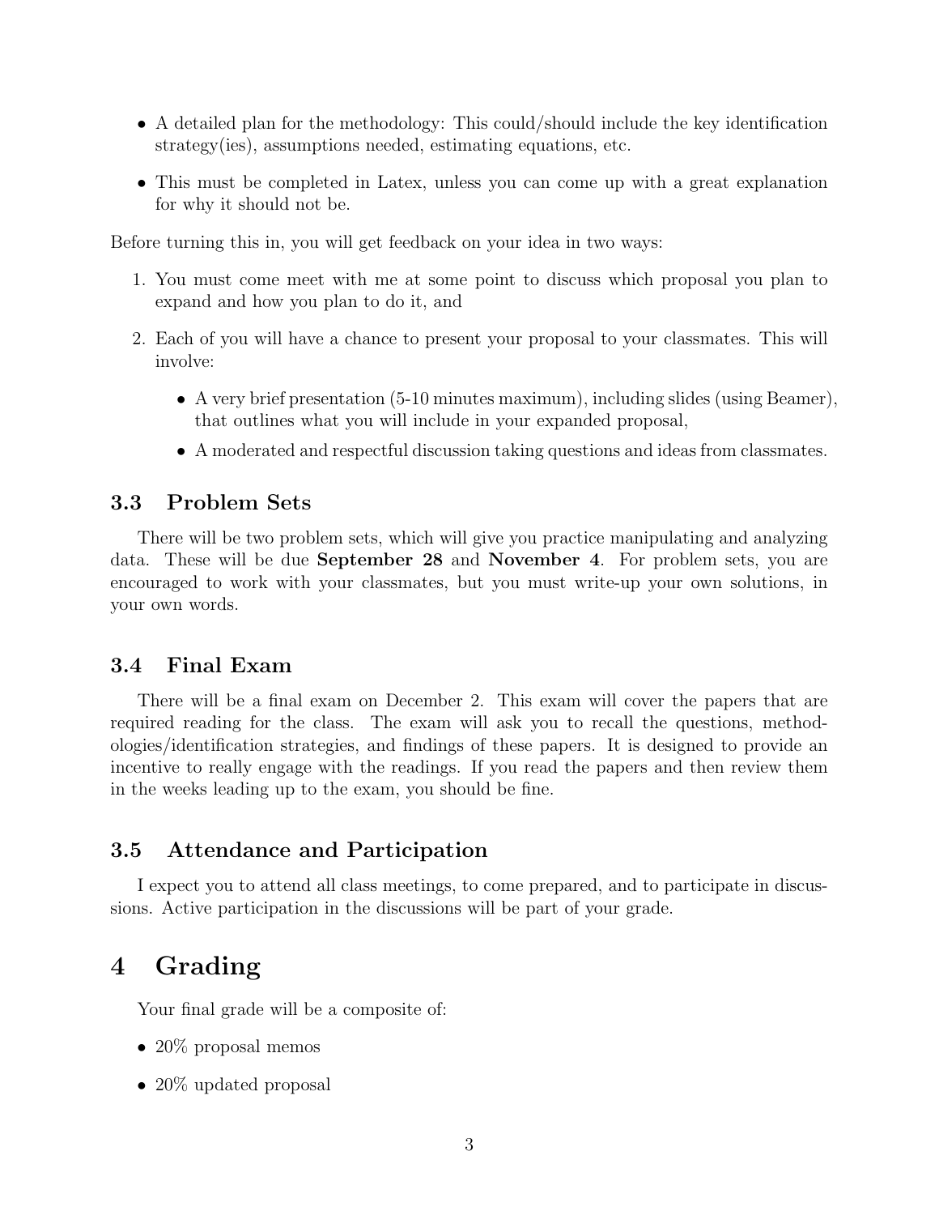- A detailed plan for the methodology: This could/should include the key identification strategy(ies), assumptions needed, estimating equations, etc.
- This must be completed in Latex, unless you can come up with a great explanation for why it should not be.

Before turning this in, you will get feedback on your idea in two ways:

1. You must come meet with me at some point to discuss which proposal you plan to expand and how you plan to do it, and
2. Each of you will have a chance to present your proposal to your classmates. This will involve:
   - A very brief presentation (5-10 minutes maximum), including slides (using Beamer), that outlines what you will include in your expanded proposal,
   - A moderated and respectful discussion taking questions and ideas from classmates.

### 3.3 Problem Sets

There will be two problem sets, which will give you practice manipulating and analyzing data. These will be due **September 28** and **November 4**. For problem sets, you are encouraged to work with your classmates, but you must write-up your own solutions, in your own words.

### 3.4 Final Exam

There will be a final exam on December 2. This exam will cover the papers that are required reading for the class. The exam will ask you to recall the questions, methodologies/identification strategies, and findings of these papers. It is designed to provide an incentive to really engage with the readings. If you read the papers and then review them in the weeks leading up to the exam, you should be fine.

### 3.5 Attendance and Participation

I expect you to attend all class meetings, to come prepared, and to participate in discussions. Active participation in the discussions will be part of your grade.

## 4 Grading

Your final grade will be a composite of:

- 20% proposal memos
- 20% updated proposal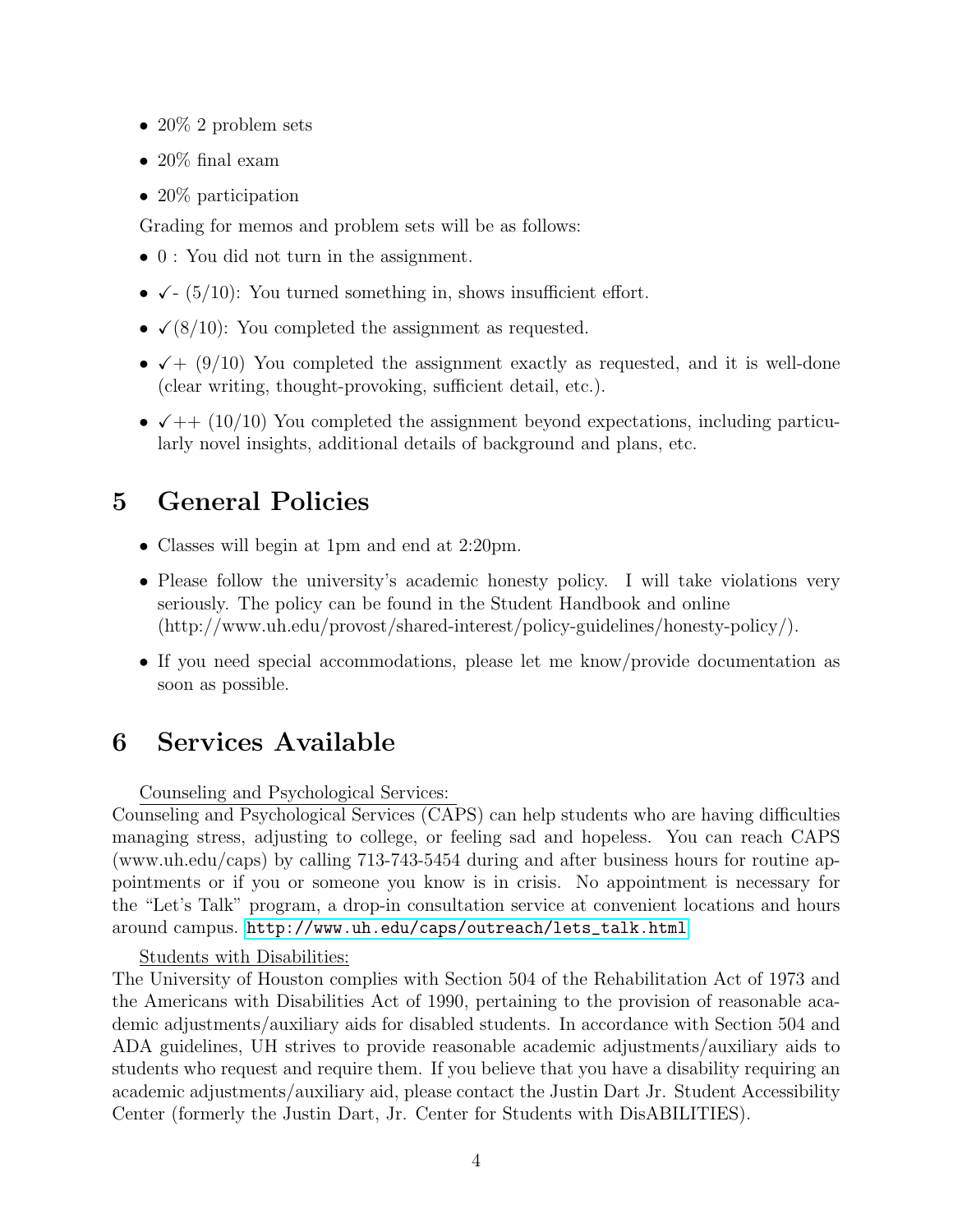- 20% 2 problem sets
- 20% final exam
- 20% participation

Grading for memos and problem sets will be as follows:

- 0 : You did not turn in the assignment.
- ✓- (5/10): You turned something in, shows insufficient effort.
- ✓(8/10): You completed the assignment as requested.
- ✓+ (9/10) You completed the assignment exactly as requested, and it is well-done (clear writing, thought-provoking, sufficient detail, etc.).
- ✓++ (10/10) You completed the assignment beyond expectations, including particularly novel insights, additional details of background and plans, etc.

# 5 General Policies

- Classes will begin at 1pm and end at 2:20pm.
- Please follow the university's academic honesty policy. I will take violations very seriously. The policy can be found in the Student Handbook and online (http://www.uh.edu/provost/shared-interest/policy-guidelines/honesty-policy/).
- If you need special accommodations, please let me know/provide documentation as soon as possible.

# 6 Services Available

Counseling and Psychological Services:
Counseling and Psychological Services (CAPS) can help students who are having difficulties managing stress, adjusting to college, or feeling sad and hopeless. You can reach CAPS (www.uh.edu/caps) by calling 713-743-5454 during and after business hours for routine appointments or if you or someone you know is in crisis. No appointment is necessary for the "Let's Talk" program, a drop-in consultation service at convenient locations and hours around campus. http://www.uh.edu/caps/outreach/lets_talk.html

Students with Disabilities:
The University of Houston complies with Section 504 of the Rehabilitation Act of 1973 and the Americans with Disabilities Act of 1990, pertaining to the provision of reasonable academic adjustments/auxiliary aids for disabled students. In accordance with Section 504 and ADA guidelines, UH strives to provide reasonable academic adjustments/auxiliary aids to students who request and require them. If you believe that you have a disability requiring an academic adjustments/auxiliary aid, please contact the Justin Dart Jr. Student Accessibility Center (formerly the Justin Dart, Jr. Center for Students with DisABILITIES).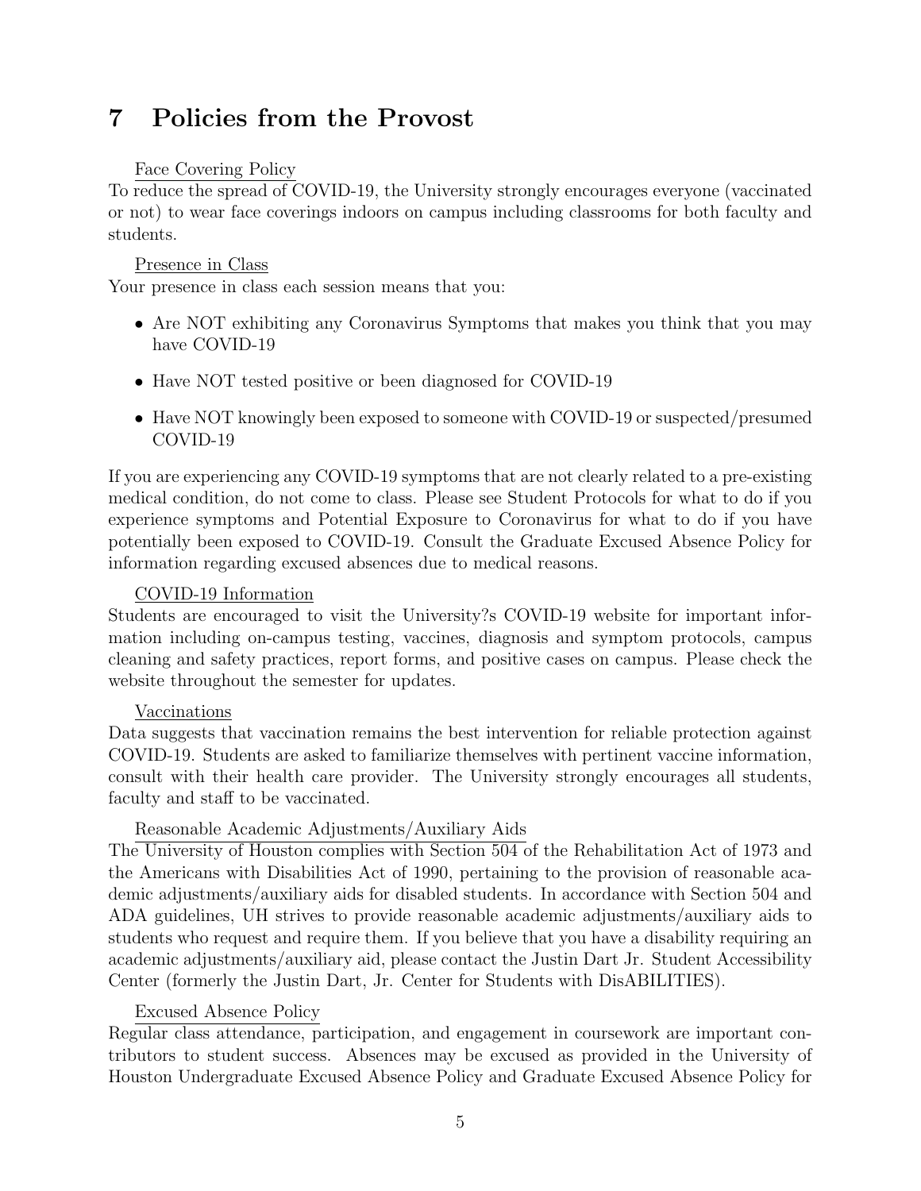## 7 Policies from the Provost

Face Covering Policy

To reduce the spread of COVID-19, the University strongly encourages everyone (vaccinated or not) to wear face coverings indoors on campus including classrooms for both faculty and students.

Presence in Class

Your presence in class each session means that you:

- Are NOT exhibiting any Coronavirus Symptoms that makes you think that you may have COVID-19
- Have NOT tested positive or been diagnosed for COVID-19
- Have NOT knowingly been exposed to someone with COVID-19 or suspected/presumed COVID-19

If you are experiencing any COVID-19 symptoms that are not clearly related to a pre-existing medical condition, do not come to class. Please see Student Protocols for what to do if you experience symptoms and Potential Exposure to Coronavirus for what to do if you have potentially been exposed to COVID-19. Consult the Graduate Excused Absence Policy for information regarding excused absences due to medical reasons.

COVID-19 Information

Students are encouraged to visit the University?s COVID-19 website for important information including on-campus testing, vaccines, diagnosis and symptom protocols, campus cleaning and safety practices, report forms, and positive cases on campus. Please check the website throughout the semester for updates.

Vaccinations

Data suggests that vaccination remains the best intervention for reliable protection against COVID-19. Students are asked to familiarize themselves with pertinent vaccine information, consult with their health care provider. The University strongly encourages all students, faculty and staff to be vaccinated.

Reasonable Academic Adjustments/Auxiliary Aids

The University of Houston complies with Section 504 of the Rehabilitation Act of 1973 and the Americans with Disabilities Act of 1990, pertaining to the provision of reasonable academic adjustments/auxiliary aids for disabled students. In accordance with Section 504 and ADA guidelines, UH strives to provide reasonable academic adjustments/auxiliary aids to students who request and require them. If you believe that you have a disability requiring an academic adjustments/auxiliary aid, please contact the Justin Dart Jr. Student Accessibility Center (formerly the Justin Dart, Jr. Center for Students with DisABILITIES).

Excused Absence Policy

Regular class attendance, participation, and engagement in coursework are important contributors to student success. Absences may be excused as provided in the University of Houston Undergraduate Excused Absence Policy and Graduate Excused Absence Policy for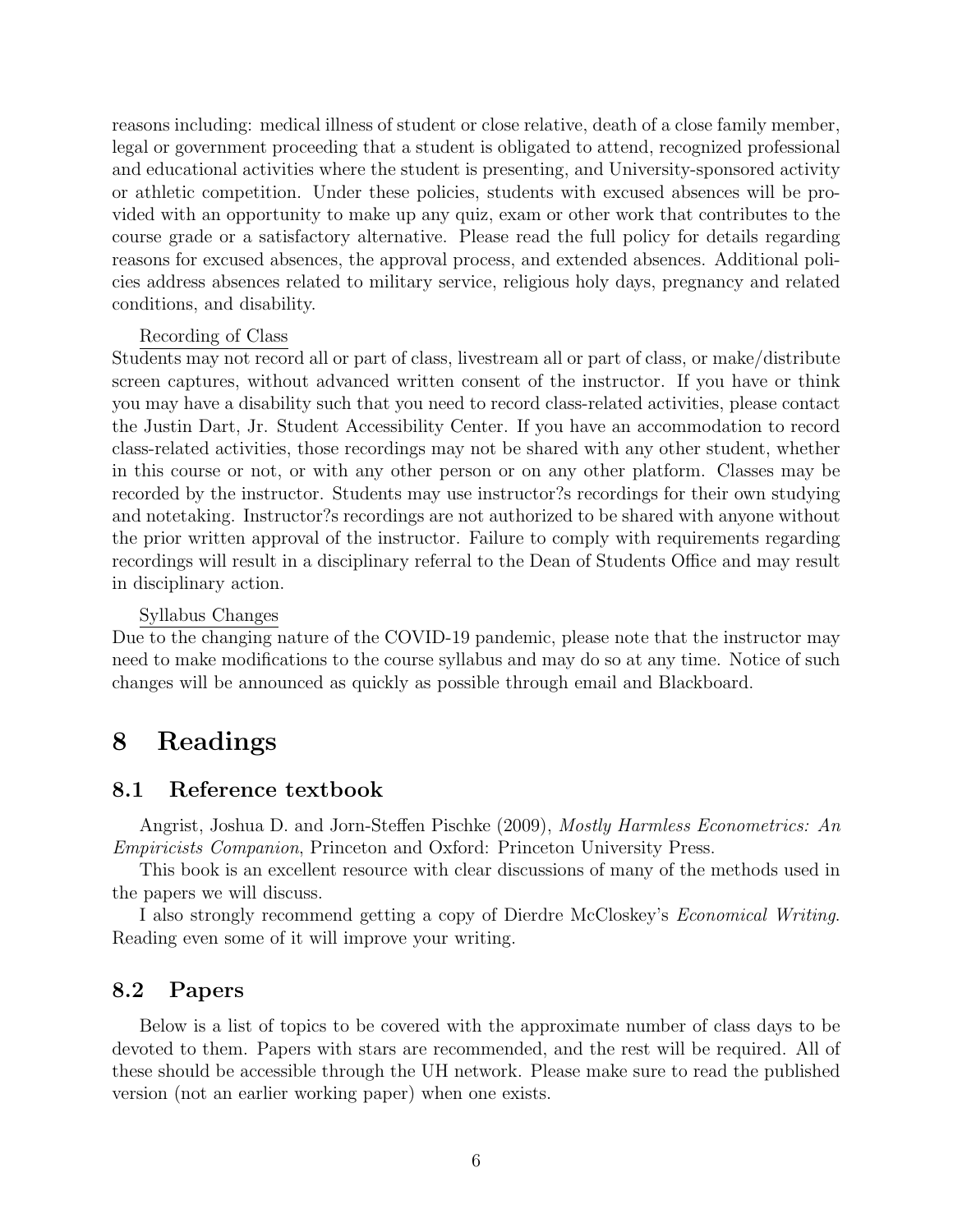reasons including: medical illness of student or close relative, death of a close family member, legal or government proceeding that a student is obligated to attend, recognized professional and educational activities where the student is presenting, and University-sponsored activity or athletic competition. Under these policies, students with excused absences will be provided with an opportunity to make up any quiz, exam or other work that contributes to the course grade or a satisfactory alternative. Please read the full policy for details regarding reasons for excused absences, the approval process, and extended absences. Additional policies address absences related to military service, religious holy days, pregnancy and related conditions, and disability.

Recording of Class

Students may not record all or part of class, livestream all or part of class, or make/distribute screen captures, without advanced written consent of the instructor. If you have or think you may have a disability such that you need to record class-related activities, please contact the Justin Dart, Jr. Student Accessibility Center. If you have an accommodation to record class-related activities, those recordings may not be shared with any other student, whether in this course or not, or with any other person or on any other platform. Classes may be recorded by the instructor. Students may use instructor?s recordings for their own studying and notetaking. Instructor?s recordings are not authorized to be shared with anyone without the prior written approval of the instructor. Failure to comply with requirements regarding recordings will result in a disciplinary referral to the Dean of Students Office and may result in disciplinary action.

Syllabus Changes

Due to the changing nature of the COVID-19 pandemic, please note that the instructor may need to make modifications to the course syllabus and may do so at any time. Notice of such changes will be announced as quickly as possible through email and Blackboard.

# 8 Readings

## 8.1 Reference textbook

Angrist, Joshua D. and Jorn-Steffen Pischke (2009), *Mostly Harmless Econometrics: An Empiricists Companion*, Princeton and Oxford: Princeton University Press.

This book is an excellent resource with clear discussions of many of the methods used in the papers we will discuss.

I also strongly recommend getting a copy of Dierdre McCloskey's *Economical Writing*. Reading even some of it will improve your writing.

## 8.2 Papers

Below is a list of topics to be covered with the approximate number of class days to be devoted to them. Papers with stars are recommended, and the rest will be required. All of these should be accessible through the UH network. Please make sure to read the published version (not an earlier working paper) when one exists.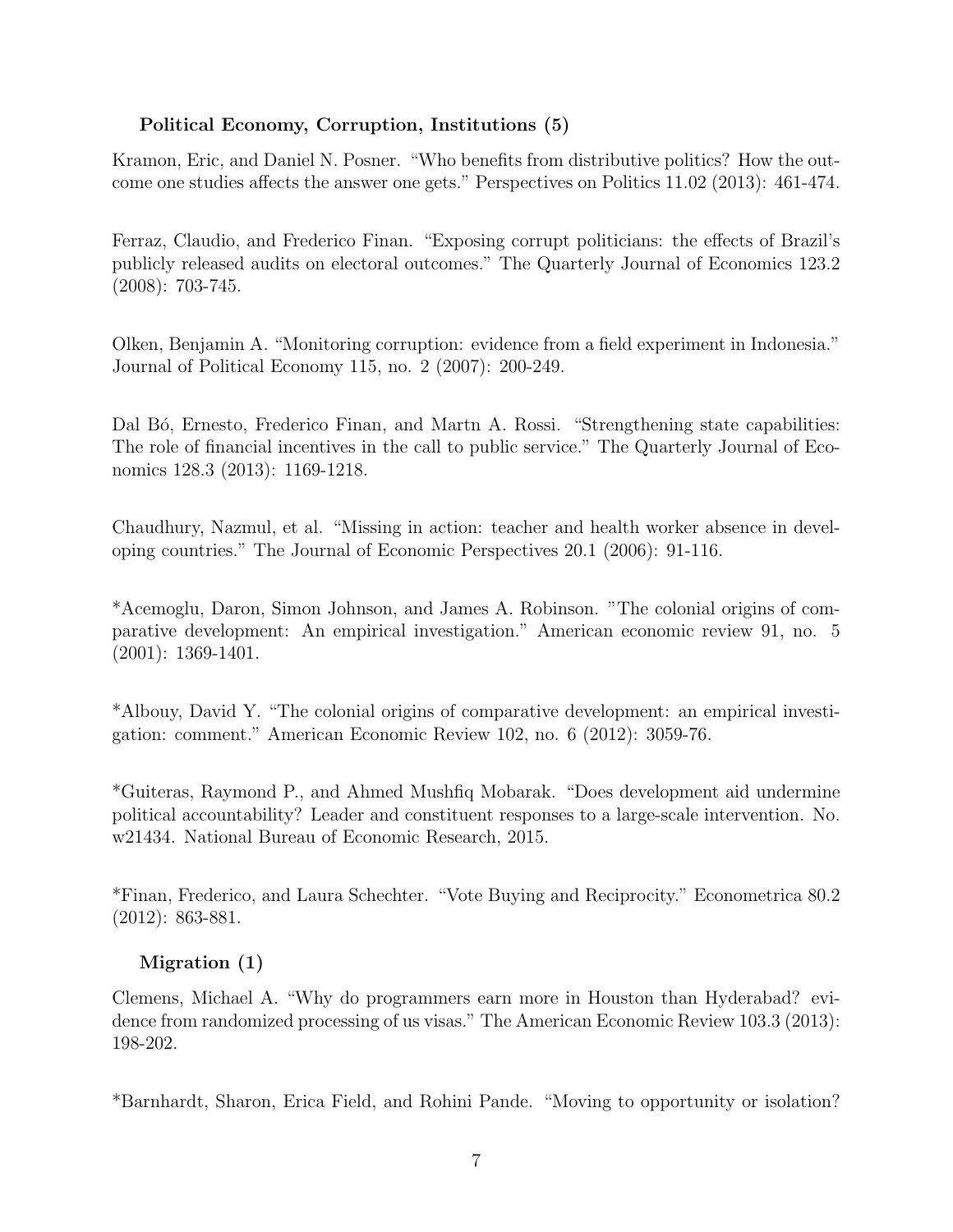### Political Economy, Corruption, Institutions (5)

Kramon, Eric, and Daniel N. Posner. "Who benefits from distributive politics? How the outcome one studies affects the answer one gets." Perspectives on Politics 11.02 (2013): 461-474.

Ferraz, Claudio, and Frederico Finan. "Exposing corrupt politicians: the effects of Brazil's publicly released audits on electoral outcomes." The Quarterly Journal of Economics 123.2 (2008): 703-745.

Olken, Benjamin A. "Monitoring corruption: evidence from a field experiment in Indonesia." Journal of Political Economy 115, no. 2 (2007): 200-249.

Dal Bó, Ernesto, Frederico Finan, and Martn A. Rossi. "Strengthening state capabilities: The role of financial incentives in the call to public service." The Quarterly Journal of Economics 128.3 (2013): 1169-1218.

Chaudhury, Nazmul, et al. "Missing in action: teacher and health worker absence in developing countries." The Journal of Economic Perspectives 20.1 (2006): 91-116.

*Acemoglu, Daron, Simon Johnson, and James A. Robinson. "The colonial origins of comparative development: An empirical investigation." American economic review 91, no. 5 (2001): 1369-1401.

*Albouy, David Y. "The colonial origins of comparative development: an empirical investigation: comment." American Economic Review 102, no. 6 (2012): 3059-76.

*Guiteras, Raymond P., and Ahmed Mushfiq Mobarak. "Does development aid undermine political accountability? Leader and constituent responses to a large-scale intervention. No. w21434. National Bureau of Economic Research, 2015.

*Finan, Frederico, and Laura Schechter. "Vote Buying and Reciprocity." Econometrica 80.2 (2012): 863-881.

### Migration (1)

Clemens, Michael A. "Why do programmers earn more in Houston than Hyderabad? evidence from randomized processing of us visas." The American Economic Review 103.3 (2013): 198-202.

*Barnhardt, Sharon, Erica Field, and Rohini Pande. "Moving to opportunity or isolation?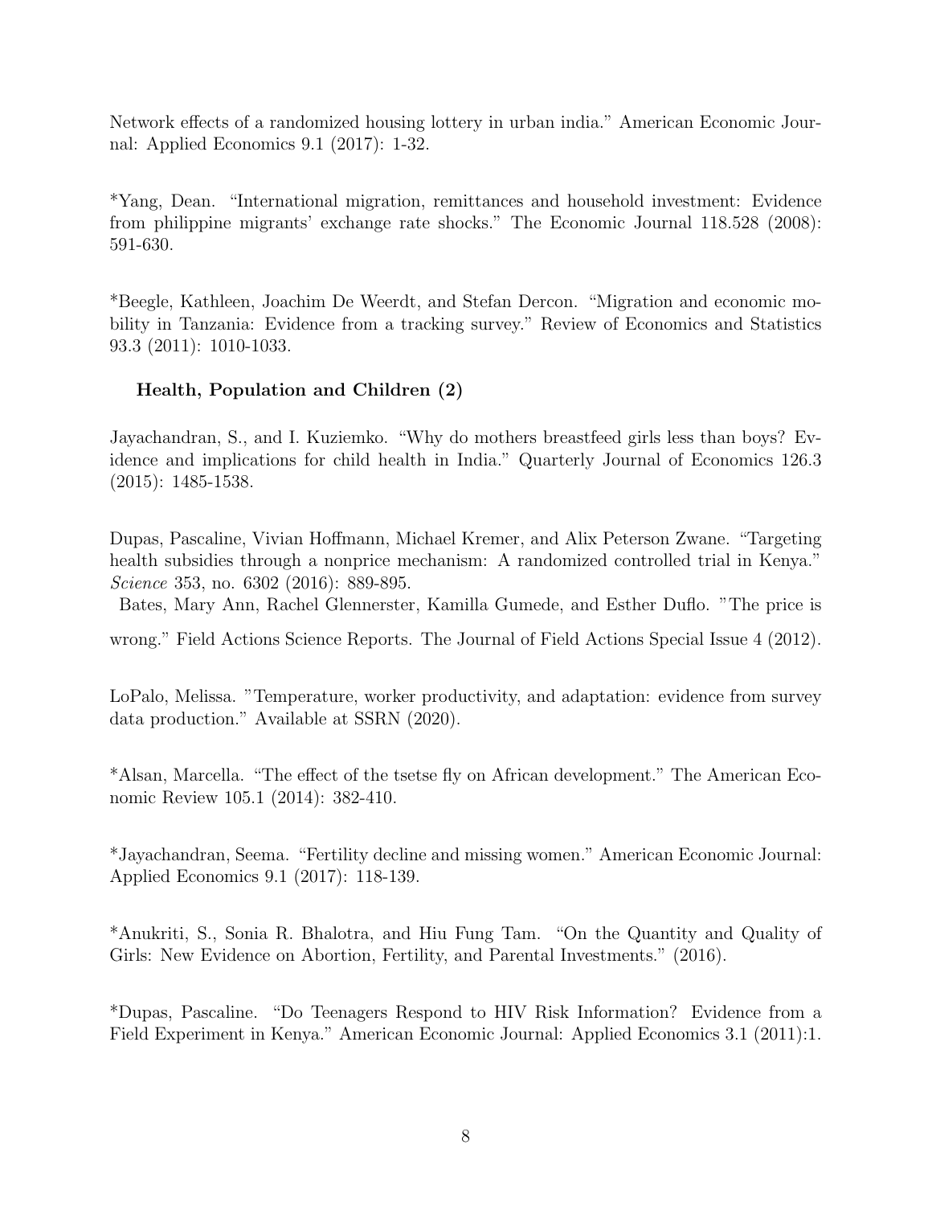Network effects of a randomized housing lottery in urban india." American Economic Journal: Applied Economics 9.1 (2017): 1-32.

*Yang, Dean. "International migration, remittances and household investment: Evidence from philippine migrants' exchange rate shocks." The Economic Journal 118.528 (2008): 591-630.

*Beegle, Kathleen, Joachim De Weerdt, and Stefan Dercon. "Migration and economic mobility in Tanzania: Evidence from a tracking survey." Review of Economics and Statistics 93.3 (2011): 1010-1033.

### Health, Population and Children (2)

Jayachandran, S., and I. Kuziemko. "Why do mothers breastfeed girls less than boys? Evidence and implications for child health in India." Quarterly Journal of Economics 126.3 (2015): 1485-1538.

Dupas, Pascaline, Vivian Hoffmann, Michael Kremer, and Alix Peterson Zwane. "Targeting health subsidies through a nonprice mechanism: A randomized controlled trial in Kenya." *Science* 353, no. 6302 (2016): 889-895.

Bates, Mary Ann, Rachel Glennerster, Kamilla Gumede, and Esther Duflo. "The price is wrong." Field Actions Science Reports. The Journal of Field Actions Special Issue 4 (2012).

LoPalo, Melissa. "Temperature, worker productivity, and adaptation: evidence from survey data production." Available at SSRN (2020).

*Alsan, Marcella. "The effect of the tsetse fly on African development." The American Economic Review 105.1 (2014): 382-410.

*Jayachandran, Seema. "Fertility decline and missing women." American Economic Journal: Applied Economics 9.1 (2017): 118-139.

*Anukriti, S., Sonia R. Bhalotra, and Hiu Fung Tam. "On the Quantity and Quality of Girls: New Evidence on Abortion, Fertility, and Parental Investments." (2016).

*Dupas, Pascaline. "Do Teenagers Respond to HIV Risk Information? Evidence from a Field Experiment in Kenya." American Economic Journal: Applied Economics 3.1 (2011):1.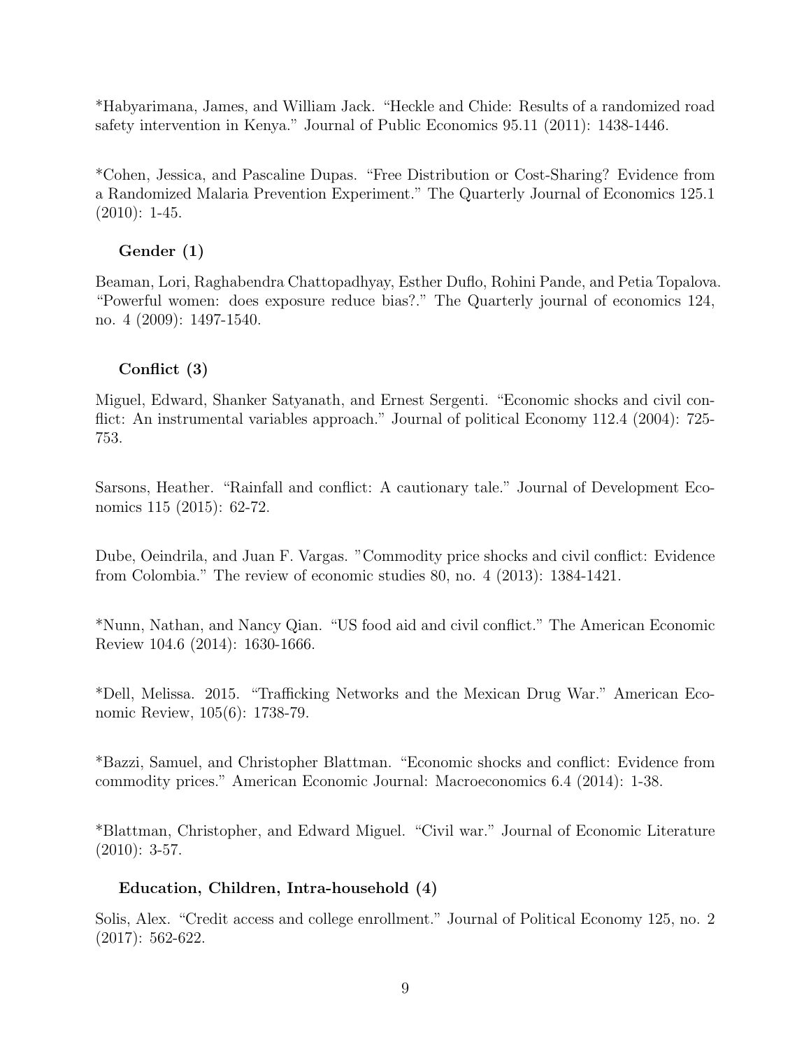*Habyarimana, James, and William Jack. "Heckle and Chide: Results of a randomized road safety intervention in Kenya." Journal of Public Economics 95.11 (2011): 1438-1446.

*Cohen, Jessica, and Pascaline Dupas. "Free Distribution or Cost-Sharing? Evidence from a Randomized Malaria Prevention Experiment." The Quarterly Journal of Economics 125.1 (2010): 1-45.

### Gender (1)

Beaman, Lori, Raghabendra Chattopadhyay, Esther Duflo, Rohini Pande, and Petia Topalova. "Powerful women: does exposure reduce bias?." The Quarterly journal of economics 124, no. 4 (2009): 1497-1540.

### Conflict (3)

Miguel, Edward, Shanker Satyanath, and Ernest Sergenti. "Economic shocks and civil conflict: An instrumental variables approach." Journal of political Economy 112.4 (2004): 725-753.

Sarsons, Heather. "Rainfall and conflict: A cautionary tale." Journal of Development Economics 115 (2015): 62-72.

Dube, Oeindrila, and Juan F. Vargas. "Commodity price shocks and civil conflict: Evidence from Colombia." The review of economic studies 80, no. 4 (2013): 1384-1421.

*Nunn, Nathan, and Nancy Qian. "US food aid and civil conflict." The American Economic Review 104.6 (2014): 1630-1666.

*Dell, Melissa. 2015. "Trafficking Networks and the Mexican Drug War." American Economic Review, 105(6): 1738-79.

*Bazzi, Samuel, and Christopher Blattman. "Economic shocks and conflict: Evidence from commodity prices." American Economic Journal: Macroeconomics 6.4 (2014): 1-38.

*Blattman, Christopher, and Edward Miguel. "Civil war." Journal of Economic Literature (2010): 3-57.

### Education, Children, Intra-household (4)

Solis, Alex. "Credit access and college enrollment." Journal of Political Economy 125, no. 2 (2017): 562-622.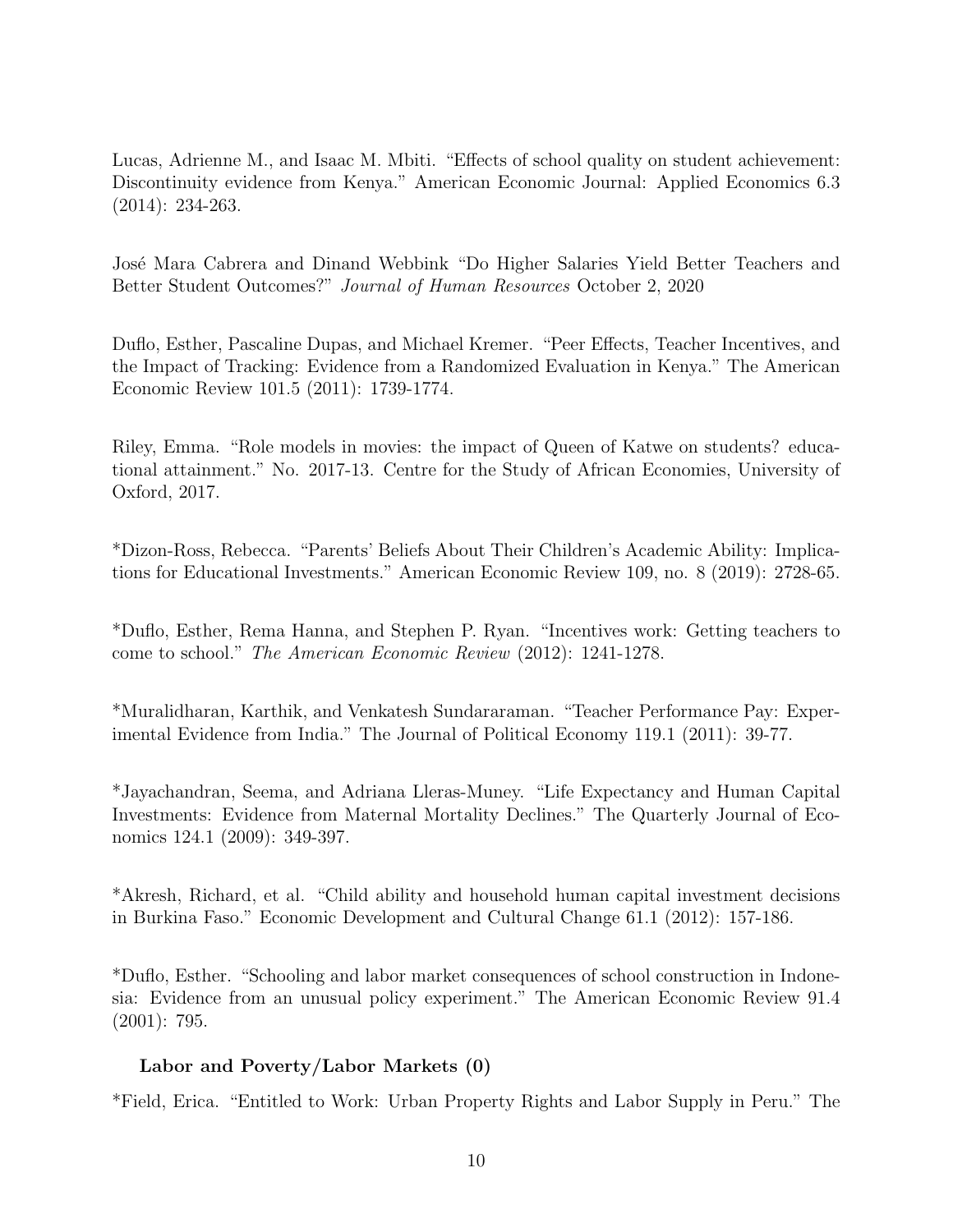Lucas, Adrienne M., and Isaac M. Mbiti. "Effects of school quality on student achievement: Discontinuity evidence from Kenya." American Economic Journal: Applied Economics 6.3 (2014): 234-263.

José Mara Cabrera and Dinand Webbink "Do Higher Salaries Yield Better Teachers and Better Student Outcomes?" *Journal of Human Resources* October 2, 2020

Duflo, Esther, Pascaline Dupas, and Michael Kremer. "Peer Effects, Teacher Incentives, and the Impact of Tracking: Evidence from a Randomized Evaluation in Kenya." The American Economic Review 101.5 (2011): 1739-1774.

Riley, Emma. "Role models in movies: the impact of Queen of Katwe on students? educational attainment." No. 2017-13. Centre for the Study of African Economies, University of Oxford, 2017.

*Dizon-Ross, Rebecca. "Parents' Beliefs About Their Children's Academic Ability: Implications for Educational Investments." American Economic Review 109, no. 8 (2019): 2728-65.

*Duflo, Esther, Rema Hanna, and Stephen P. Ryan. "Incentives work: Getting teachers to come to school." *The American Economic Review* (2012): 1241-1278.

*Muralidharan, Karthik, and Venkatesh Sundararaman. "Teacher Performance Pay: Experimental Evidence from India." The Journal of Political Economy 119.1 (2011): 39-77.

*Jayachandran, Seema, and Adriana Lleras-Muney. "Life Expectancy and Human Capital Investments: Evidence from Maternal Mortality Declines." The Quarterly Journal of Economics 124.1 (2009): 349-397.

*Akresh, Richard, et al. "Child ability and household human capital investment decisions in Burkina Faso." Economic Development and Cultural Change 61.1 (2012): 157-186.

*Duflo, Esther. "Schooling and labor market consequences of school construction in Indonesia: Evidence from an unusual policy experiment." The American Economic Review 91.4 (2001): 795.

**Labor and Poverty/Labor Markets (0)**

*Field, Erica. "Entitled to Work: Urban Property Rights and Labor Supply in Peru." The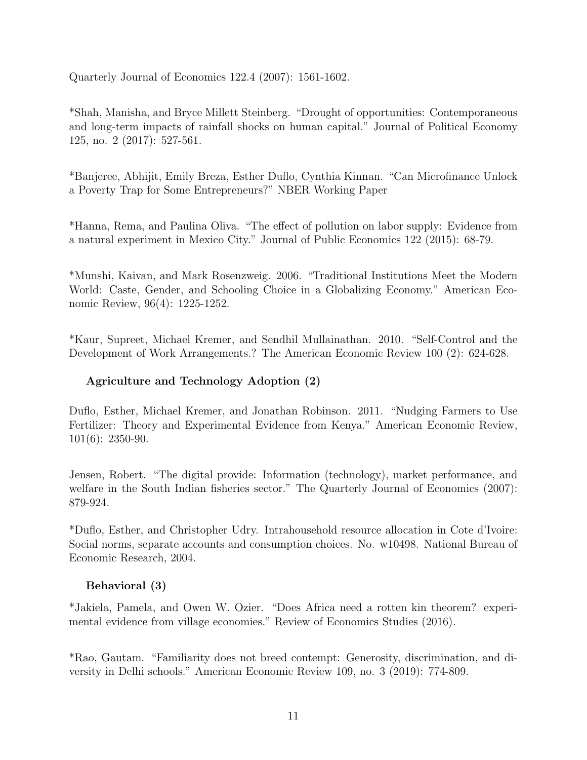Quarterly Journal of Economics 122.4 (2007): 1561-1602.

*Shah, Manisha, and Bryce Millett Steinberg. "Drought of opportunities: Contemporaneous and long-term impacts of rainfall shocks on human capital." Journal of Political Economy 125, no. 2 (2017): 527-561.

*Banjeree, Abhijit, Emily Breza, Esther Duflo, Cynthia Kinnan. "Can Microfinance Unlock a Poverty Trap for Some Entrepreneurs?" NBER Working Paper

*Hanna, Rema, and Paulina Oliva. "The effect of pollution on labor supply: Evidence from a natural experiment in Mexico City." Journal of Public Economics 122 (2015): 68-79.

*Munshi, Kaivan, and Mark Rosenzweig. 2006. "Traditional Institutions Meet the Modern World: Caste, Gender, and Schooling Choice in a Globalizing Economy." American Economic Review, 96(4): 1225-1252.

*Kaur, Supreet, Michael Kremer, and Sendhil Mullainathan. 2010. "Self-Control and the Development of Work Arrangements.? The American Economic Review 100 (2): 624-628.

**Agriculture and Technology Adoption (2)**

Duflo, Esther, Michael Kremer, and Jonathan Robinson. 2011. "Nudging Farmers to Use Fertilizer: Theory and Experimental Evidence from Kenya." American Economic Review, 101(6): 2350-90.

Jensen, Robert. "The digital provide: Information (technology), market performance, and welfare in the South Indian fisheries sector." The Quarterly Journal of Economics (2007): 879-924.

*Duflo, Esther, and Christopher Udry. Intrahousehold resource allocation in Cote d'Ivoire: Social norms, separate accounts and consumption choices. No. w10498. National Bureau of Economic Research, 2004.

**Behavioral (3)**

*Jakiela, Pamela, and Owen W. Ozier. "Does Africa need a rotten kin theorem? experimental evidence from village economies." Review of Economics Studies (2016).

*Rao, Gautam. "Familiarity does not breed contempt: Generosity, discrimination, and diversity in Delhi schools." American Economic Review 109, no. 3 (2019): 774-809.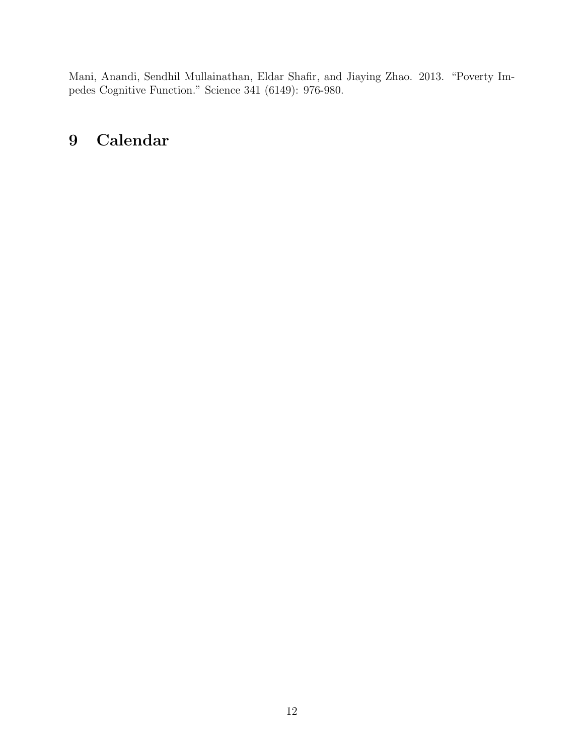Mani, Anandi, Sendhil Mullainathan, Eldar Shafir, and Jiaying Zhao. 2013. "Poverty Impedes Cognitive Function." Science 341 (6149): 976-980.

# 9 Calendar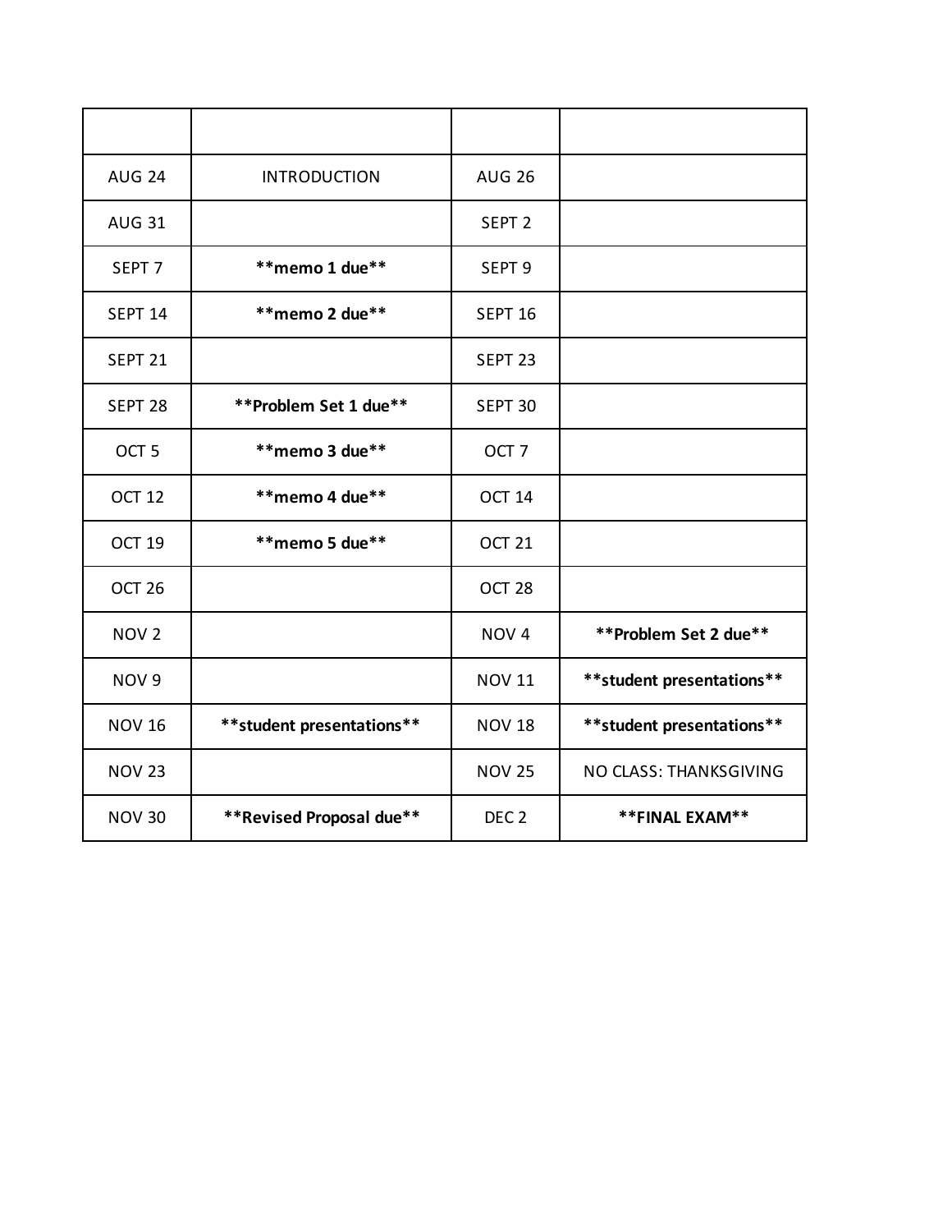| | | | |
|---|---|---|---|
| AUG 24 | INTRODUCTION | AUG 26 | |
| AUG 31 | | SEPT 2 | |
| SEPT 7 | **memo 1 due** | SEPT 9 | |
| SEPT 14 | **memo 2 due** | SEPT 16 | |
| SEPT 21 | | SEPT 23 | |
| SEPT 28 | **Problem Set 1 due** | SEPT 30 | |
| OCT 5 | **memo 3 due** | OCT 7 | |
| OCT 12 | **memo 4 due** | OCT 14 | |
| OCT 19 | **memo 5 due** | OCT 21 | |
| OCT 26 | | OCT 28 | |
| NOV 2 | | NOV 4 | **Problem Set 2 due** |
| NOV 9 | | NOV 11 | **student presentations** |
| NOV 16 | **student presentations** | NOV 18 | **student presentations** |
| NOV 23 | | NOV 25 | NO CLASS: THANKSGIVING |
| NOV 30 | **Revised Proposal due** | DEC 2 | **FINAL EXAM** |